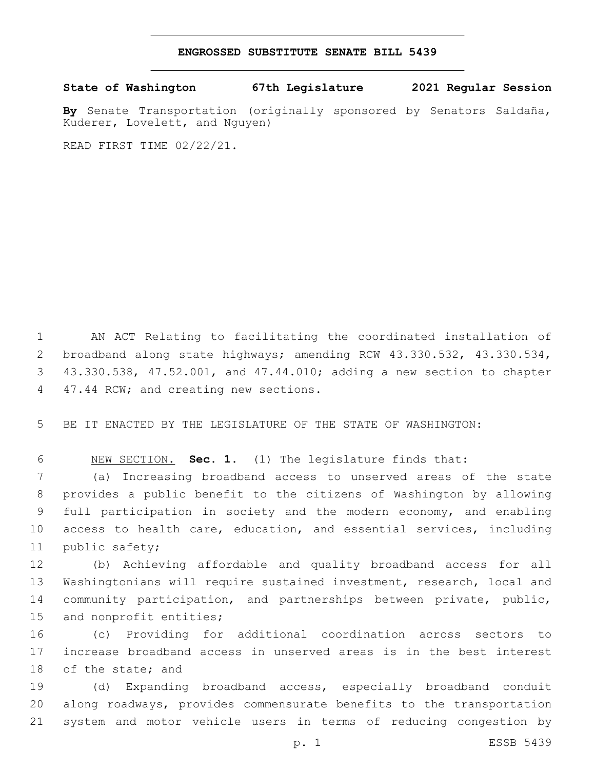# ENGROSSED SUBSTITUTE SENATE BILL 5439

**State of Washington 67th Legislature 2021 Regular Session**

**By** Senate Transportation (originally sponsored by Senators Saldaña, Kuderer, Lovelett, and Nguyen)

READ FIRST TIME 02/22/21.

AN ACT Relating to facilitating the coordinated installation of broadband along state highways; amending RCW 43.330.532, 43.330.534, 43.330.538, 47.52.001, and 47.44.010; adding a new section to chapter 47.44 RCW; and creating new sections.

BE IT ENACTED BY THE LEGISLATURE OF THE STATE OF WASHINGTON:

NEW SECTION. **Sec. 1.** (1) The legislature finds that:

(a) Increasing broadband access to unserved areas of the state provides a public benefit to the citizens of Washington by allowing full participation in society and the modern economy, and enabling access to health care, education, and essential services, including public safety;

(b) Achieving affordable and quality broadband access for all Washingtonians will require sustained investment, research, local and community participation, and partnerships between private, public, and nonprofit entities;

(c) Providing for additional coordination across sectors to increase broadband access in unserved areas is in the best interest of the state; and

(d) Expanding broadband access, especially broadband conduit along roadways, provides commensurate benefits to the transportation system and motor vehicle users in terms of reducing congestion by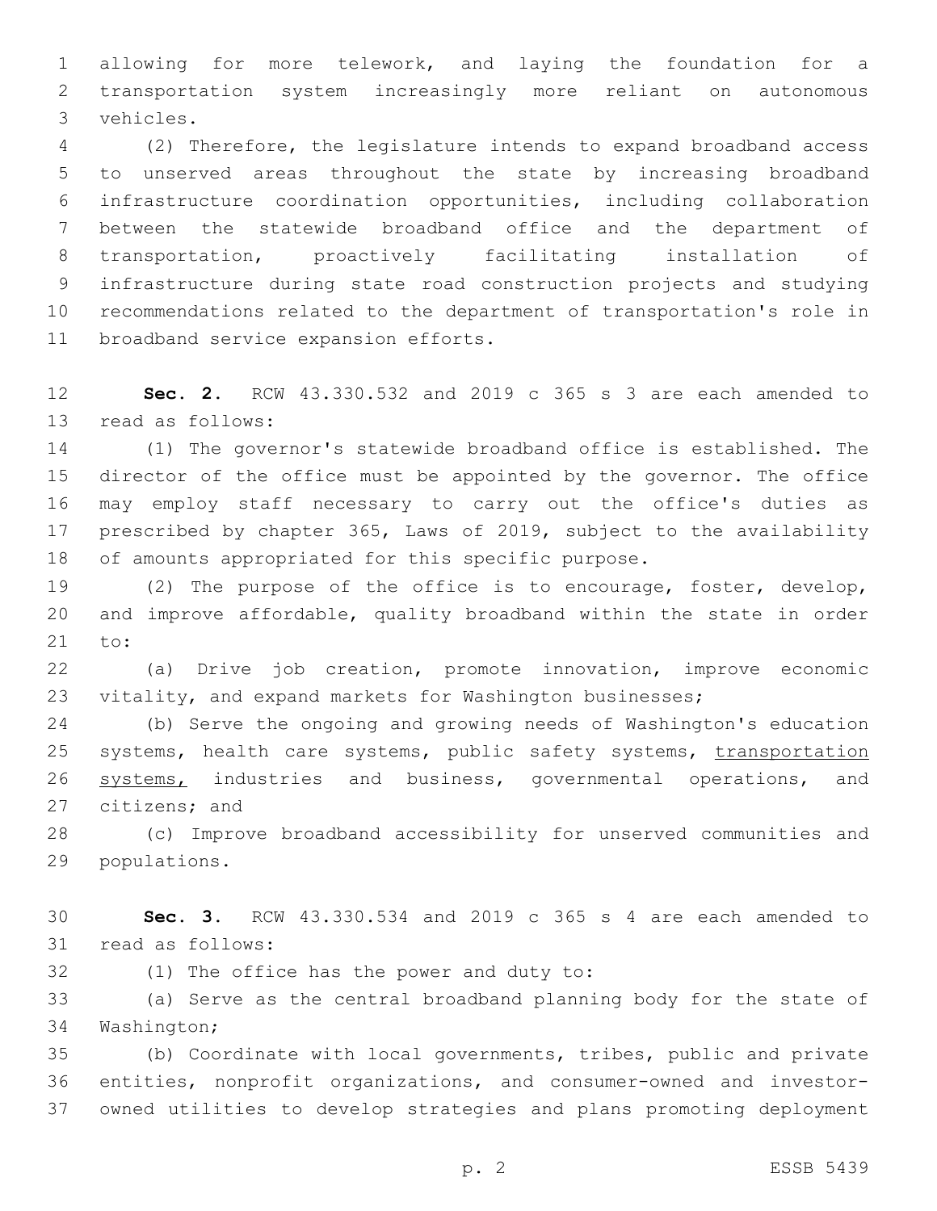allowing for more telework, and laying the foundation for a transportation system increasingly more reliant on autonomous vehicles.

(2) Therefore, the legislature intends to expand broadband access to unserved areas throughout the state by increasing broadband infrastructure coordination opportunities, including collaboration between the statewide broadband office and the department of transportation, proactively facilitating installation of infrastructure during state road construction projects and studying recommendations related to the department of transportation's role in broadband service expansion efforts.

**Sec. 2.** RCW 43.330.532 and 2019 c 365 s 3 are each amended to read as follows:

(1) The governor's statewide broadband office is established. The director of the office must be appointed by the governor. The office may employ staff necessary to carry out the office's duties as prescribed by chapter 365, Laws of 2019, subject to the availability of amounts appropriated for this specific purpose.

(2) The purpose of the office is to encourage, foster, develop, and improve affordable, quality broadband within the state in order to:

(a) Drive job creation, promote innovation, improve economic vitality, and expand markets for Washington businesses;

(b) Serve the ongoing and growing needs of Washington's education systems, health care systems, public safety systems, <u>transportation systems,</u> industries and business, governmental operations, and citizens; and

(c) Improve broadband accessibility for unserved communities and populations.

**Sec. 3.** RCW 43.330.534 and 2019 c 365 s 4 are each amended to read as follows:

(1) The office has the power and duty to:

(a) Serve as the central broadband planning body for the state of Washington;

(b) Coordinate with local governments, tribes, public and private entities, nonprofit organizations, and consumer-owned and investor-owned utilities to develop strategies and plans promoting deployment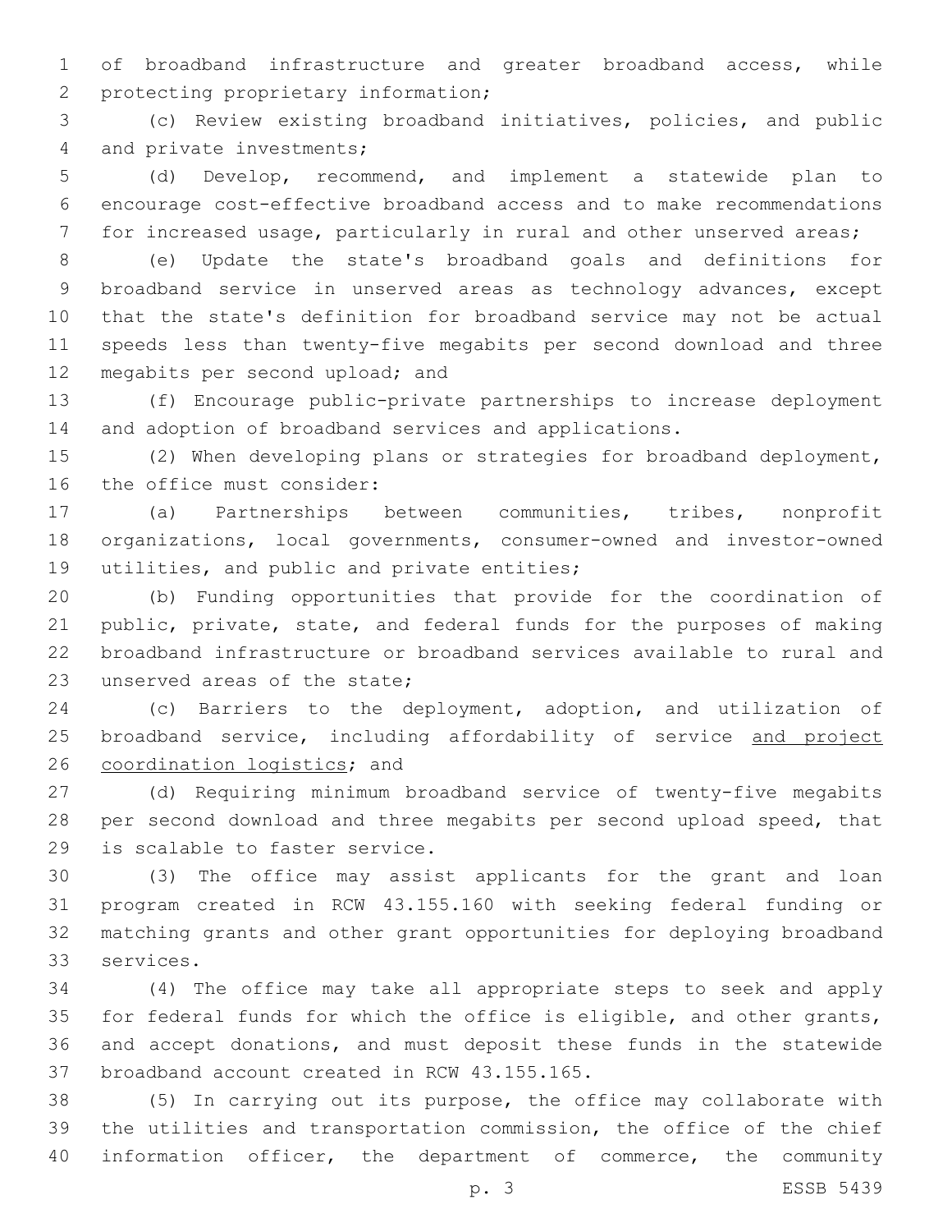of broadband infrastructure and greater broadband access, while protecting proprietary information;

(c) Review existing broadband initiatives, policies, and public and private investments;

(d) Develop, recommend, and implement a statewide plan to encourage cost-effective broadband access and to make recommendations for increased usage, particularly in rural and other unserved areas;

(e) Update the state's broadband goals and definitions for broadband service in unserved areas as technology advances, except that the state's definition for broadband service may not be actual speeds less than twenty-five megabits per second download and three megabits per second upload; and

(f) Encourage public-private partnerships to increase deployment and adoption of broadband services and applications.

(2) When developing plans or strategies for broadband deployment, the office must consider:

(a) Partnerships between communities, tribes, nonprofit organizations, local governments, consumer-owned and investor-owned utilities, and public and private entities;

(b) Funding opportunities that provide for the coordination of public, private, state, and federal funds for the purposes of making broadband infrastructure or broadband services available to rural and unserved areas of the state;

(c) Barriers to the deployment, adoption, and utilization of broadband service, including affordability of service <u>and project coordination logistics</u>; and

(d) Requiring minimum broadband service of twenty-five megabits per second download and three megabits per second upload speed, that is scalable to faster service.

(3) The office may assist applicants for the grant and loan program created in RCW 43.155.160 with seeking federal funding or matching grants and other grant opportunities for deploying broadband services.

(4) The office may take all appropriate steps to seek and apply for federal funds for which the office is eligible, and other grants, and accept donations, and must deposit these funds in the statewide broadband account created in RCW 43.155.165.

(5) In carrying out its purpose, the office may collaborate with the utilities and transportation commission, the office of the chief information officer, the department of commerce, the community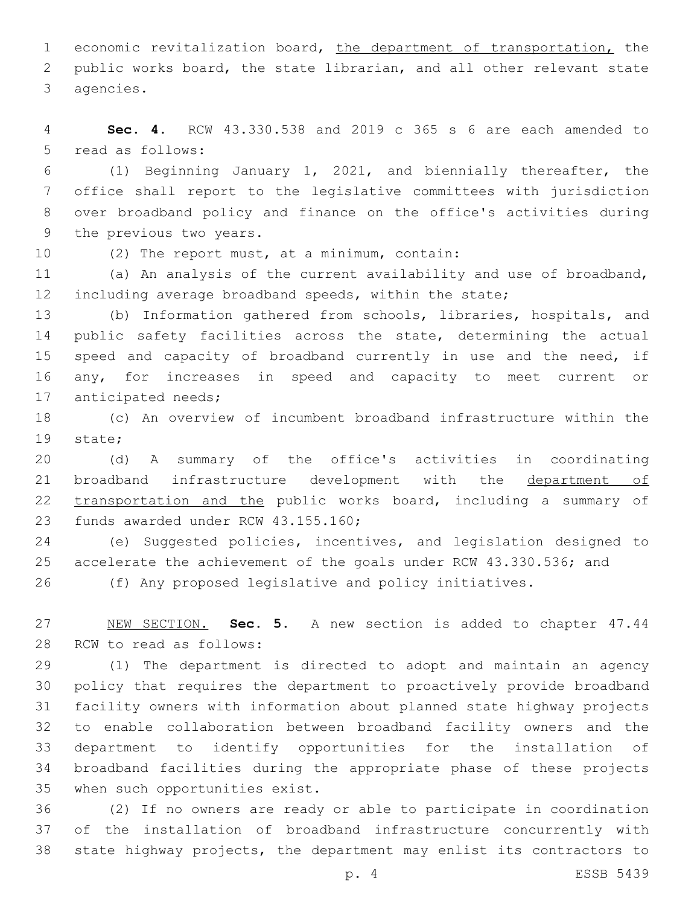economic revitalization board, <u>the department of transportation,</u> the public works board, the state librarian, and all other relevant state agencies.

**Sec. 4.** RCW 43.330.538 and 2019 c 365 s 6 are each amended to read as follows:

(1) Beginning January 1, 2021, and biennially thereafter, the office shall report to the legislative committees with jurisdiction over broadband policy and finance on the office's activities during the previous two years.

(2) The report must, at a minimum, contain:

(a) An analysis of the current availability and use of broadband, including average broadband speeds, within the state;

(b) Information gathered from schools, libraries, hospitals, and public safety facilities across the state, determining the actual speed and capacity of broadband currently in use and the need, if any, for increases in speed and capacity to meet current or anticipated needs;

(c) An overview of incumbent broadband infrastructure within the state;

(d) A summary of the office's activities in coordinating broadband infrastructure development with the <u>department of transportation and the</u> public works board, including a summary of funds awarded under RCW 43.155.160;

(e) Suggested policies, incentives, and legislation designed to accelerate the achievement of the goals under RCW 43.330.536; and

(f) Any proposed legislative and policy initiatives.

<u>NEW SECTION.</u> **Sec. 5.** A new section is added to chapter 47.44 RCW to read as follows:

(1) The department is directed to adopt and maintain an agency policy that requires the department to proactively provide broadband facility owners with information about planned state highway projects to enable collaboration between broadband facility owners and the department to identify opportunities for the installation of broadband facilities during the appropriate phase of these projects when such opportunities exist.

(2) If no owners are ready or able to participate in coordination of the installation of broadband infrastructure concurrently with state highway projects, the department may enlist its contractors to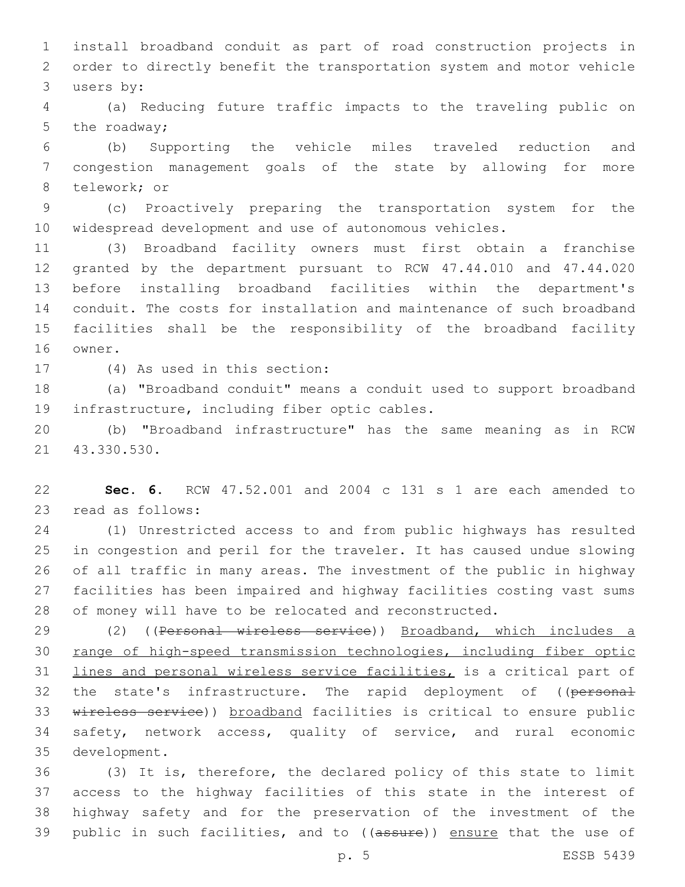install broadband conduit as part of road construction projects in order to directly benefit the transportation system and motor vehicle users by:

(a) Reducing future traffic impacts to the traveling public on the roadway;

(b) Supporting the vehicle miles traveled reduction and congestion management goals of the state by allowing for more telework; or

(c) Proactively preparing the transportation system for the widespread development and use of autonomous vehicles.

(3) Broadband facility owners must first obtain a franchise granted by the department pursuant to RCW 47.44.010 and 47.44.020 before installing broadband facilities within the department's conduit. The costs for installation and maintenance of such broadband facilities shall be the responsibility of the broadband facility owner.

(4) As used in this section:

(a) "Broadband conduit" means a conduit used to support broadband infrastructure, including fiber optic cables.

(b) "Broadband infrastructure" has the same meaning as in RCW 43.330.530.

**Sec. 6.** RCW 47.52.001 and 2004 c 131 s 1 are each amended to read as follows:

(1) Unrestricted access to and from public highways has resulted in congestion and peril for the traveler. It has caused undue slowing of all traffic in many areas. The investment of the public in highway facilities has been impaired and highway facilities costing vast sums of money will have to be relocated and reconstructed.

(2) ((~~Personal wireless service~~)) Broadband, which includes a range of high-speed transmission technologies, including fiber optic lines and personal wireless service facilities, is a critical part of the state's infrastructure. The rapid deployment of ((~~personal wireless service~~)) broadband facilities is critical to ensure public safety, network access, quality of service, and rural economic development.

(3) It is, therefore, the declared policy of this state to limit access to the highway facilities of this state in the interest of highway safety and for the preservation of the investment of the public in such facilities, and to ((~~assure~~)) ensure that the use of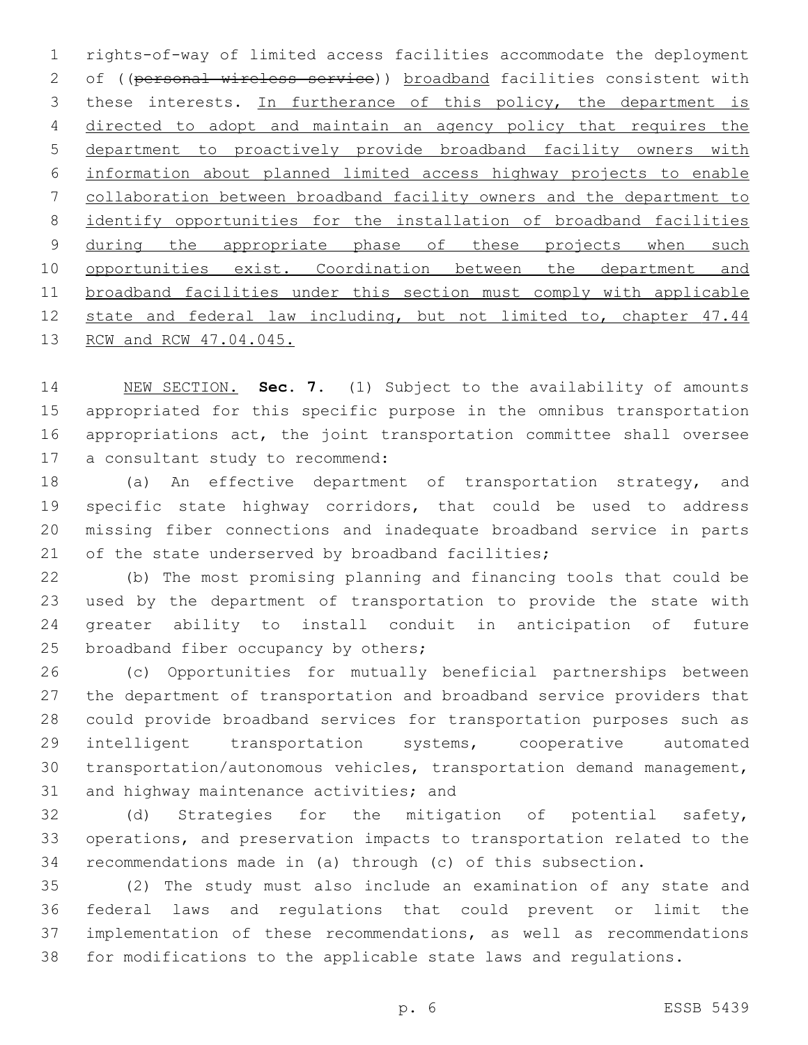rights-of-way of limited access facilities accommodate the deployment of ((~~personal wireless service~~)) <u>broadband</u> facilities consistent with these interests. <u>In furtherance of this policy, the department is directed to adopt and maintain an agency policy that requires the department to proactively provide broadband facility owners with information about planned limited access highway projects to enable collaboration between broadband facility owners and the department to identify opportunities for the installation of broadband facilities during the appropriate phase of these projects when such opportunities exist. Coordination between the department and broadband facilities under this section must comply with applicable state and federal law including, but not limited to, chapter 47.44 RCW and RCW 47.04.045.</u>

<u>NEW SECTION.</u> **Sec. 7.** (1) Subject to the availability of amounts appropriated for this specific purpose in the omnibus transportation appropriations act, the joint transportation committee shall oversee a consultant study to recommend:

(a) An effective department of transportation strategy, and specific state highway corridors, that could be used to address missing fiber connections and inadequate broadband service in parts of the state underserved by broadband facilities;

(b) The most promising planning and financing tools that could be used by the department of transportation to provide the state with greater ability to install conduit in anticipation of future broadband fiber occupancy by others;

(c) Opportunities for mutually beneficial partnerships between the department of transportation and broadband service providers that could provide broadband services for transportation purposes such as intelligent transportation systems, cooperative automated transportation/autonomous vehicles, transportation demand management, and highway maintenance activities; and

(d) Strategies for the mitigation of potential safety, operations, and preservation impacts to transportation related to the recommendations made in (a) through (c) of this subsection.

(2) The study must also include an examination of any state and federal laws and regulations that could prevent or limit the implementation of these recommendations, as well as recommendations for modifications to the applicable state laws and regulations.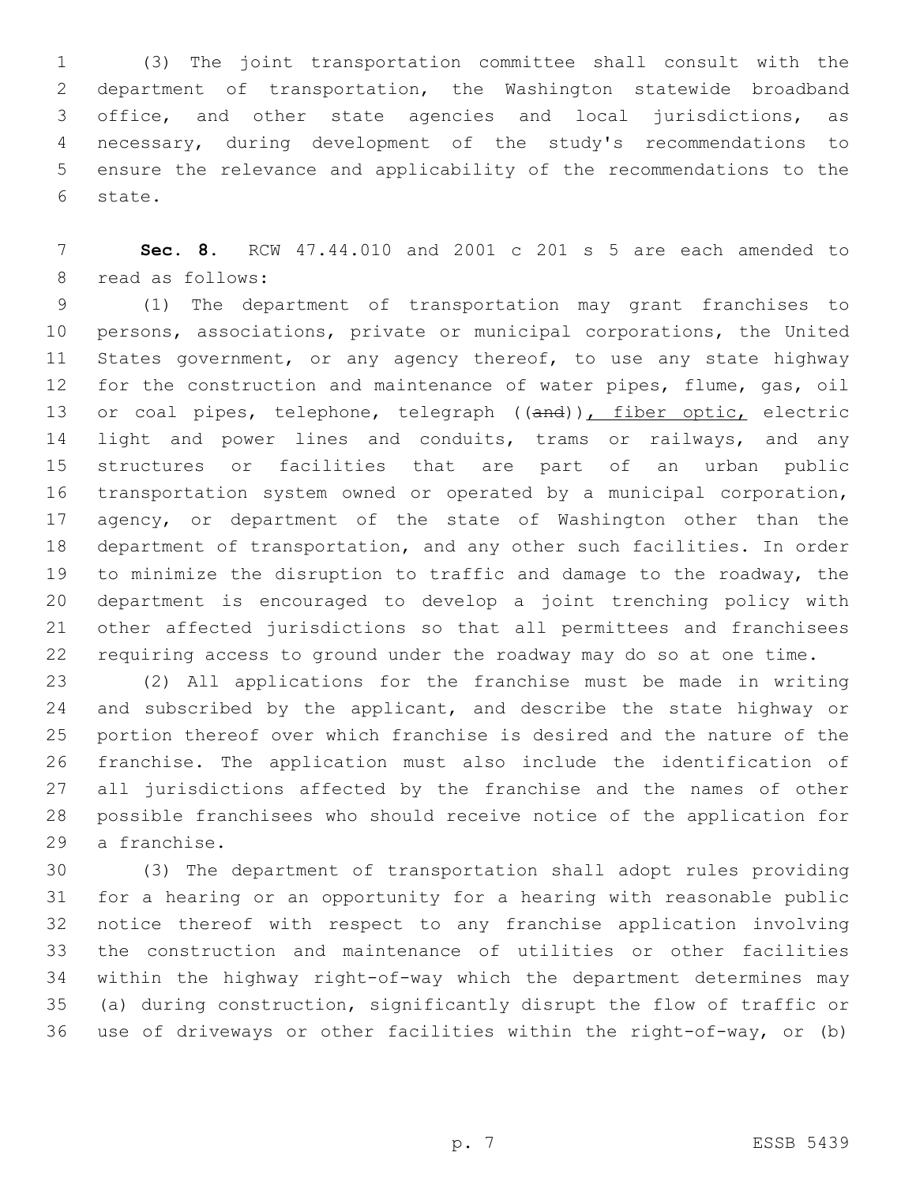(3) The joint transportation committee shall consult with the department of transportation, the Washington statewide broadband office, and other state agencies and local jurisdictions, as necessary, during development of the study's recommendations to ensure the relevance and applicability of the recommendations to the state.

**Sec. 8.** RCW 47.44.010 and 2001 c 201 s 5 are each amended to read as follows:

(1) The department of transportation may grant franchises to persons, associations, private or municipal corporations, the United States government, or any agency thereof, to use any state highway for the construction and maintenance of water pipes, flume, gas, oil or coal pipes, telephone, telegraph ((~~and~~))<u>, fiber optic,</u> electric light and power lines and conduits, trams or railways, and any structures or facilities that are part of an urban public transportation system owned or operated by a municipal corporation, agency, or department of the state of Washington other than the department of transportation, and any other such facilities. In order to minimize the disruption to traffic and damage to the roadway, the department is encouraged to develop a joint trenching policy with other affected jurisdictions so that all permittees and franchisees requiring access to ground under the roadway may do so at one time.

(2) All applications for the franchise must be made in writing and subscribed by the applicant, and describe the state highway or portion thereof over which franchise is desired and the nature of the franchise. The application must also include the identification of all jurisdictions affected by the franchise and the names of other possible franchisees who should receive notice of the application for a franchise.

(3) The department of transportation shall adopt rules providing for a hearing or an opportunity for a hearing with reasonable public notice thereof with respect to any franchise application involving the construction and maintenance of utilities or other facilities within the highway right-of-way which the department determines may (a) during construction, significantly disrupt the flow of traffic or use of driveways or other facilities within the right-of-way, or (b)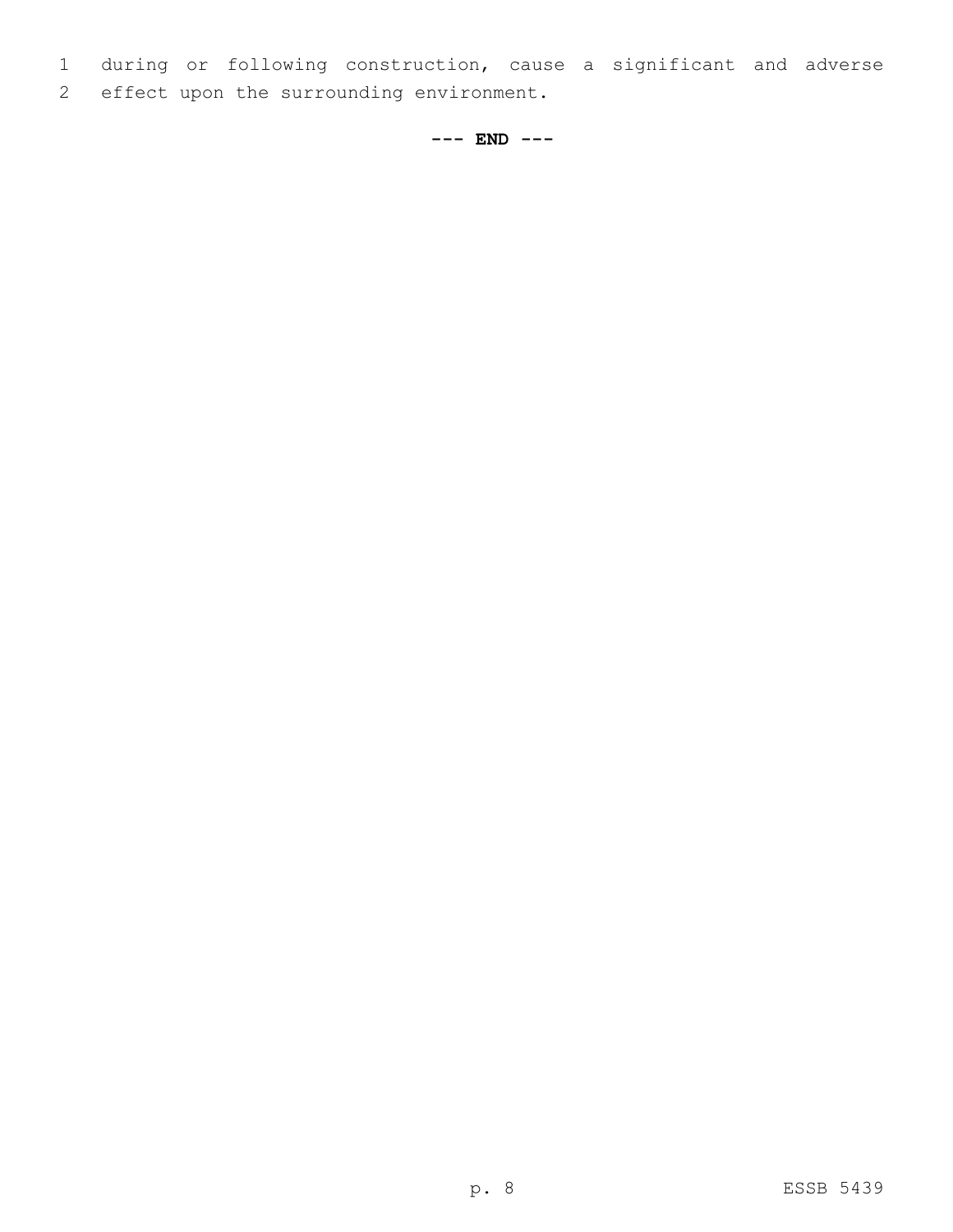during or following construction, cause a significant and adverse effect upon the surrounding environment.

--- END ---